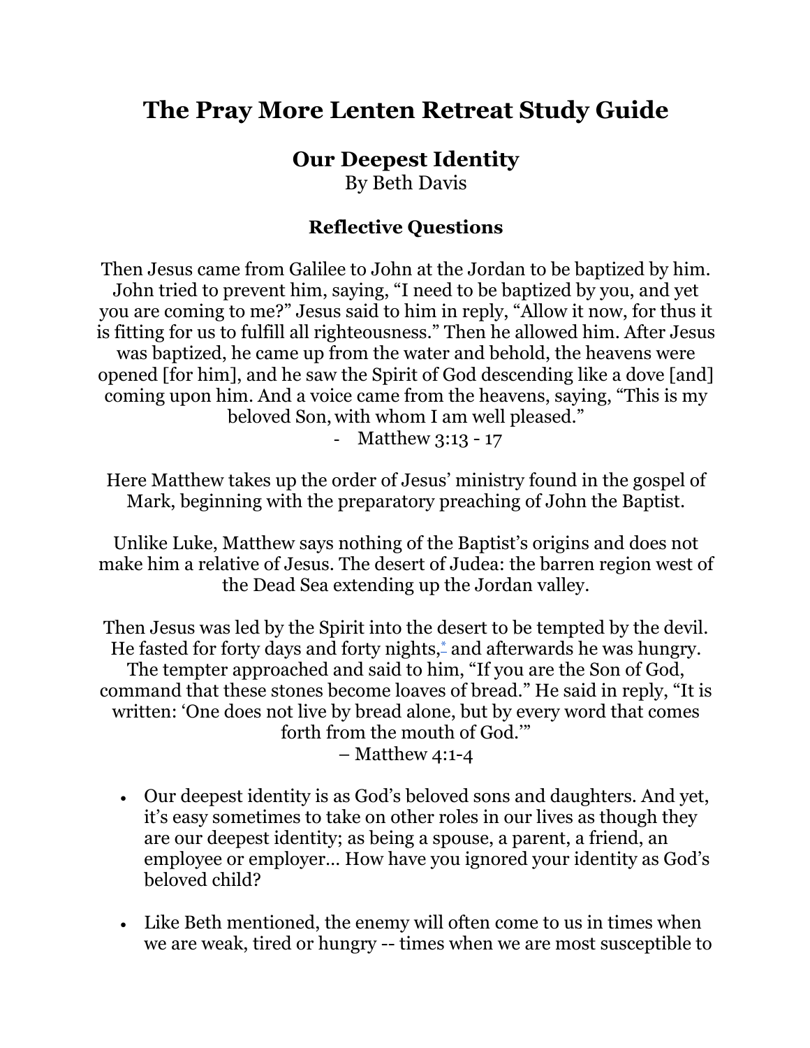# The Pray More Lenten Retreat Study Guide

## Our Deepest Identity

By Beth Davis

### Reflective Questions

Then Jesus came from Galilee to John at the Jordan to be baptized by him. John tried to prevent him, saying, "I need to be baptized by you, and yet you are coming to me?" Jesus said to him in reply, "Allow it now, for thus it is fitting for us to fulfill all righteousness." Then he allowed him. After Jesus was baptized, he came up from the water and behold, the heavens were opened [for him], and he saw the Spirit of God descending like a dove [and] coming upon him. And a voice came from the heavens, saying, "This is my beloved Son, with whom I am well pleased."

\- Matthew 3:13 - 17

Here Matthew takes up the order of Jesus' ministry found in the gospel of Mark, beginning with the preparatory preaching of John the Baptist.

Unlike Luke, Matthew says nothing of the Baptist's origins and does not make him a relative of Jesus. The desert of Judea: the barren region west of the Dead Sea extending up the Jordan valley.

Then Jesus was led by the Spirit into the desert to be tempted by the devil. He fasted for forty days and forty nights,[*] and afterwards he was hungry. The tempter approached and said to him, "If you are the Son of God, command that these stones become loaves of bread." He said in reply, "It is written: 'One does not live by bread alone, but by every word that comes forth from the mouth of God.'"

– Matthew 4:1-4

- Our deepest identity is as God's beloved sons and daughters. And yet, it's easy sometimes to take on other roles in our lives as though they are our deepest identity; as being a spouse, a parent, a friend, an employee or employer… How have you ignored your identity as God's beloved child?

- Like Beth mentioned, the enemy will often come to us in times when we are weak, tired or hungry -- times when we are most susceptible to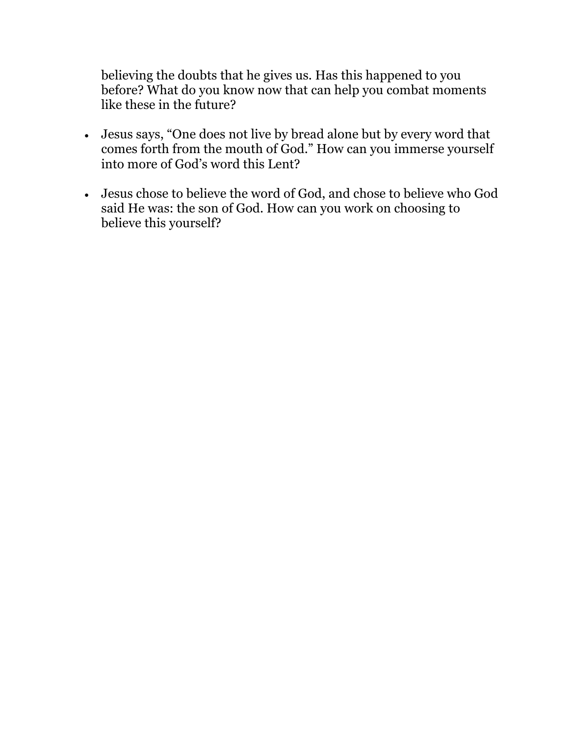believing the doubts that he gives us. Has this happened to you before? What do you know now that can help you combat moments like these in the future?

- Jesus says, “One does not live by bread alone but by every word that comes forth from the mouth of God.” How can you immerse yourself into more of God’s word this Lent?

- Jesus chose to believe the word of God, and chose to believe who God said He was: the son of God. How can you work on choosing to believe this yourself?